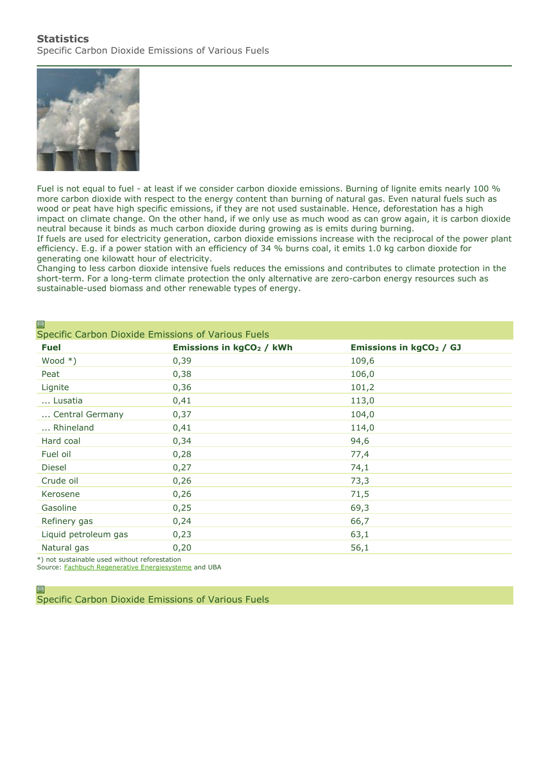# Statistics

Specific Carbon Dioxide Emissions of Various Fuels

Fuel is not equal to fuel - at least if we consider carbon dioxide emissions. Burning of lignite emits nearly 100 % more carbon dioxide with respect to the energy content than burning of natural gas. Even natural fuels such as wood or peat have high specific emissions, if they are not used sustainable. Hence, deforestation has a high impact on climate change. On the other hand, if we only use as much wood as can grow again, it is carbon dioxide neutral because it binds as much carbon dioxide during growing as is emits during burning.
If fuels are used for electricity generation, carbon dioxide emissions increase with the reciprocal of the power plant efficiency. E.g. if a power station with an efficiency of 34 % burns coal, it emits 1.0 kg carbon dioxide for generating one kilowatt hour of electricity.
Changing to less carbon dioxide intensive fuels reduces the emissions and contributes to climate protection in the short-term. For a long-term climate protection the only alternative are zero-carbon energy resources such as sustainable-used biomass and other renewable types of energy.

## Specific Carbon Dioxide Emissions of Various Fuels

| Fuel | Emissions in kg$CO_2$ / kWh | Emissions in kg$CO_2$ / GJ |
|---|---|---|
| Wood *) | 0,39 | 109,6 |
| Peat | 0,38 | 106,0 |
| Lignite | 0,36 | 101,2 |
| ... Lusatia | 0,41 | 113,0 |
| ... Central Germany | 0,37 | 104,0 |
| ... Rhineland | 0,41 | 114,0 |
| Hard coal | 0,34 | 94,6 |
| Fuel oil | 0,28 | 77,4 |
| Diesel | 0,27 | 74,1 |
| Crude oil | 0,26 | 73,3 |
| Kerosene | 0,26 | 71,5 |
| Gasoline | 0,25 | 69,3 |
| Refinery gas | 0,24 | 66,7 |
| Liquid petroleum gas | 0,23 | 63,1 |
| Natural gas | 0,20 | 56,1 |

*) not sustainable used without reforestation
Source: Fachbuch Regenerative Energiesysteme and UBA

## Specific Carbon Dioxide Emissions of Various Fuels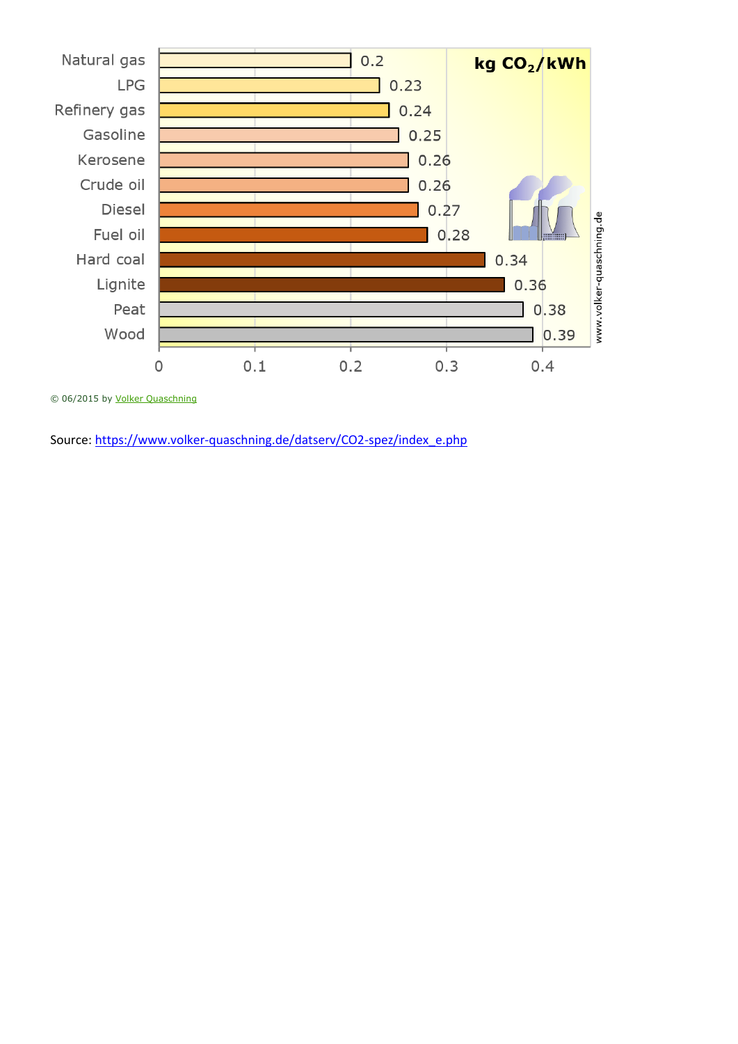kg $CO_2$/kWh

Natural gas 0.2

LPG 0.23

Refinery gas 0.24

Gasoline 0.25

Kerosene 0.26

Crude oil 0.26

Diesel 0.27

Fuel oil 0.28

Hard coal 0.34

Lignite 0.36

Peat 0.38

Wood 0.39

0 0.1 0.2 0.3 0.4

www.volker-quaschning.de

© 06/2015 by Volker Quaschning

Source: https://www.volker-quaschning.de/datserv/CO2-spez/index_e.php